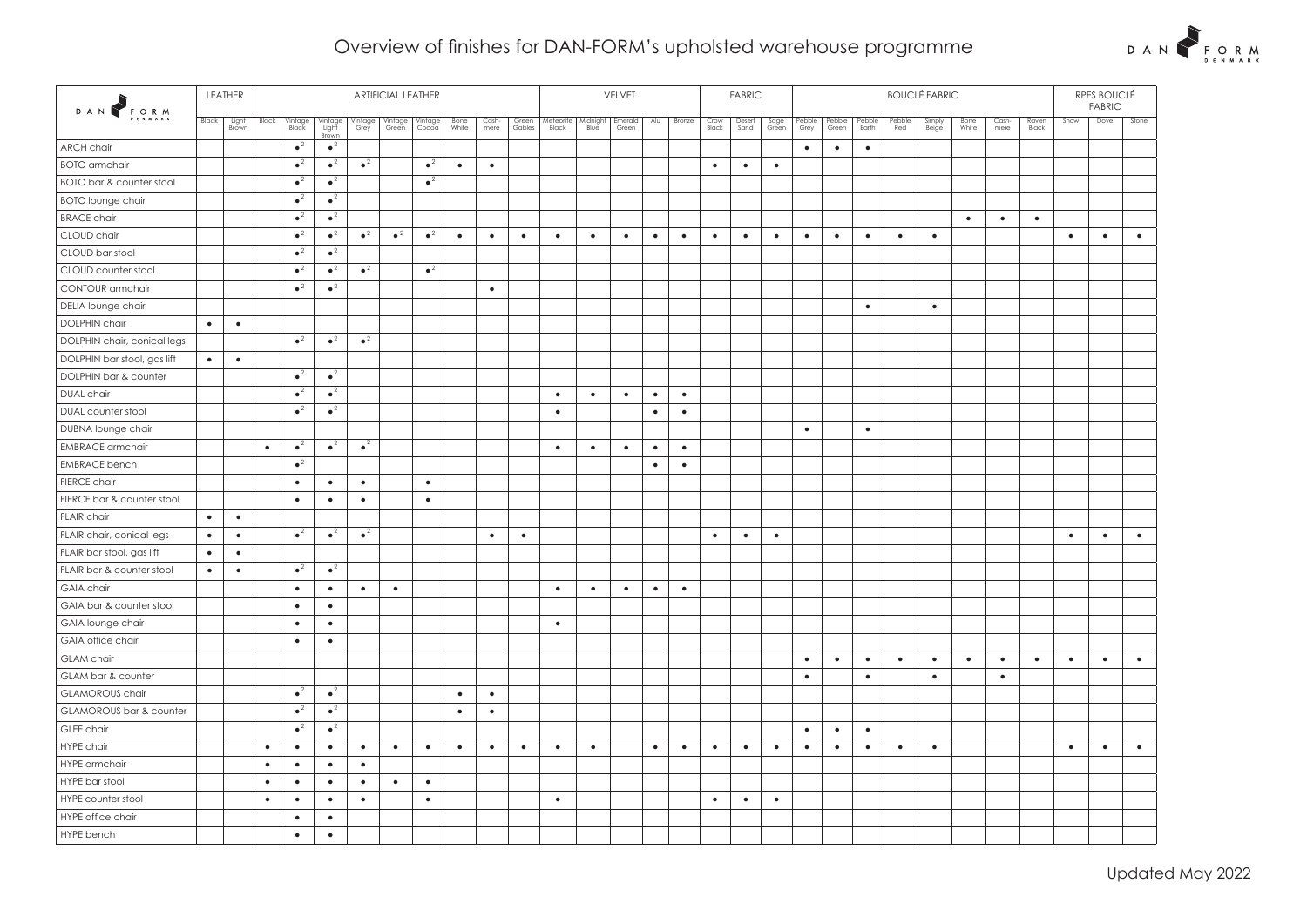# Overview of finishes for DAN-FORM's upholsted warehouse programme

| DAN-FORM DENMARK | LEATHER | | ARTIFICIAL LEATHER | | | | | | | | | VELVET | | | | | FABRIC | | | BOUCLÉ FABRIC | | | | | | | | RPES BOUCLÉ FABRIC | | |
|---|---|---|---|---|---|---|---|---|---|---|---|---|---|---|---|---|---|---|---|---|---|---|---|---|---|---|---|---|---|---|
| | Black | Light Brown | Black | Vintage Black | Vintage Light Brown | Vintage Grey | Vintage Green | Vintage Cocoa | Bone White | Cash-mere | Green Gables | Meteorite Black | Midnight Blue | Emerald Green | Alu | Bronze | Crow Black | Desert Sand | Sage Green | Pebble Grey | Pebble Green | Pebble Earth | Pebble Red | Simply Beige | Bone White | Cash-mere | Raven Black | Snow | Dove | Stone |
| ARCH chair | | | | ●[2] | ●[2] | | | | | | | | | | | | | | | ● | ● | ● | | | | | | | | |
| BOTO armchair | | | | ●[2] | ●[2] | ●[2] | | ●[2] | ● | ● | | | | | | | ● | ● | ● | | | | | | | | | | | |
| BOTO bar & counter stool | | | | ●[2] | ●[2] | | | ●[2] | | | | | | | | | | | | | | | | | | | | | | |
| BOTO lounge chair | | | | ●[2] | ●[2] | | | | | | | | | | | | | | | | | | | | | | | | | |
| BRACE chair | | | | ●[2] | ●[2] | | | | | | | | | | | | | | | | | | | | ● | ● | ● | | | |
| CLOUD chair | | | | ●[2] | ●[2] | ●[2] | ●[2] | ●[2] | ● | ● | ● | ● | ● | ● | ● | ● | ● | ● | ● | ● | ● | ● | ● | ● | | | | ● | ● | ● |
| CLOUD bar stool | | | | ●[2] | ●[2] | | | | | | | | | | | | | | | | | | | | | | | | | |
| CLOUD counter stool | | | | ●[2] | ●[2] | ●[2] | | ●[2] | | | | | | | | | | | | | | | | | | | | | | |
| CONTOUR armchair | | | | ●[2] | ●[2] | | | | | ● | | | | | | | | | | | | | | | | | | | | |
| DELIA lounge chair | | | | | | | | | | | | | | | | | | | | | | ● | | ● | | | | | | |
| DOLPHIN chair | ● | ● | | | | | | | | | | | | | | | | | | | | | | | | | | | | |
| DOLPHIN chair, conical legs | | | | ●[2] | ●[2] | ●[2] | | | | | | | | | | | | | | | | | | | | | | | | |
| DOLPHIN bar stool, gas lift | ● | ● | | | | | | | | | | | | | | | | | | | | | | | | | | | | |
| DOLPHIN bar & counter | | | | ●[2] | ●[2] | | | | | | | | | | | | | | | | | | | | | | | | | |
| DUAL chair | | | | ●[2] | ●[2] | | | | | | | ● | ● | ● | ● | ● | | | | | | | | | | | | | | |
| DUAL counter stool | | | | ●[2] | ●[2] | | | | | | | ● | | | ● | ● | | | | | | | | | | | | | | |
| DUBNA lounge chair | | | | | | | | | | | | | | | | | | | | ● | | ● | | | | | | | | |
| EMBRACE armchair | | | ● | ●[2] | ●[2] | ●[2] | | | | | | ● | ● | ● | ● | ● | | | | | | | | | | | | | | |
| EMBRACE bench | | | | ●[2] | | | | | | | | | | | ● | ● | | | | | | | | | | | | | | |
| FIERCE chair | | | | ● | ● | ● | | ● | | | | | | | | | | | | | | | | | | | | | | |
| FIERCE bar & counter stool | | | | ● | ● | ● | | ● | | | | | | | | | | | | | | | | | | | | | | |
| FLAIR chair | ● | ● | | | | | | | | | | | | | | | | | | | | | | | | | | | | |
| FLAIR chair, conical legs | ● | ● | | ●[2] | ●[2] | ●[2] | | | | ● | ● | | | | | | ● | ● | ● | | | | | | | | | ● | ● | ● |
| FLAIR bar stool, gas lift | ● | ● | | | | | | | | | | | | | | | | | | | | | | | | | | | | |
| FLAIR bar & counter stool | ● | ● | | ●[2] | ●[2] | | | | | | | | | | | | | | | | | | | | | | | | | |
| GAIA chair | | | | ● | ● | ● | ● | | | | | ● | ● | ● | ● | ● | | | | | | | | | | | | | | |
| GAIA bar & counter stool | | | | ● | ● | | | | | | | | | | | | | | | | | | | | | | | | | |
| GAIA lounge chair | | | | ● | ● | | | | | | | ● | | | | | | | | | | | | | | | | | | |
| GAIA office chair | | | | ● | ● | | | | | | | | | | | | | | | | | | | | | | | | | |
| GLAM chair | | | | | | | | | | | | | | | | | | | | ● | ● | ● | ● | ● | ● | ● | ● | ● | ● | ● |
| GLAM bar & counter | | | | | | | | | | | | | | | | | | | | ● | | ● | | ● | | ● | | | | |
| GLAMOROUS chair | | | | ●[2] | ●[2] | | | | ● | ● | | | | | | | | | | | | | | | | | | | | |
| GLAMOROUS bar & counter | | | | ●[2] | ●[2] | | | | ● | ● | | | | | | | | | | | | | | | | | | | | |
| GLEE chair | | | | ●[2] | ●[2] | | | | | | | | | | | | | | | ● | ● | ● | | | | | | | | |
| HYPE chair | | | ● | ● | ● | ● | ● | ● | ● | ● | ● | ● | ● | | ● | ● | ● | ● | ● | ● | ● | ● | ● | ● | | | | ● | ● | ● |
| HYPE armchair | | | ● | ● | ● | ● | | | | | | | | | | | | | | | | | | | | | | | | |
| HYPE bar stool | | | ● | ● | ● | ● | ● | ● | | | | | | | | | | | | | | | | | | | | | | |
| HYPE counter stool | | | ● | ● | ● | ● | | ● | | | | ● | | | | | ● | ● | ● | | | | | | | | | | | |
| HYPE office chair | | | | ● | ● | | | | | | | | | | | | | | | | | | | | | | | | | |
| HYPE bench | | | | ● | ● | | | | | | | | | | | | | | | | | | | | | | | | | |

Updated May 2022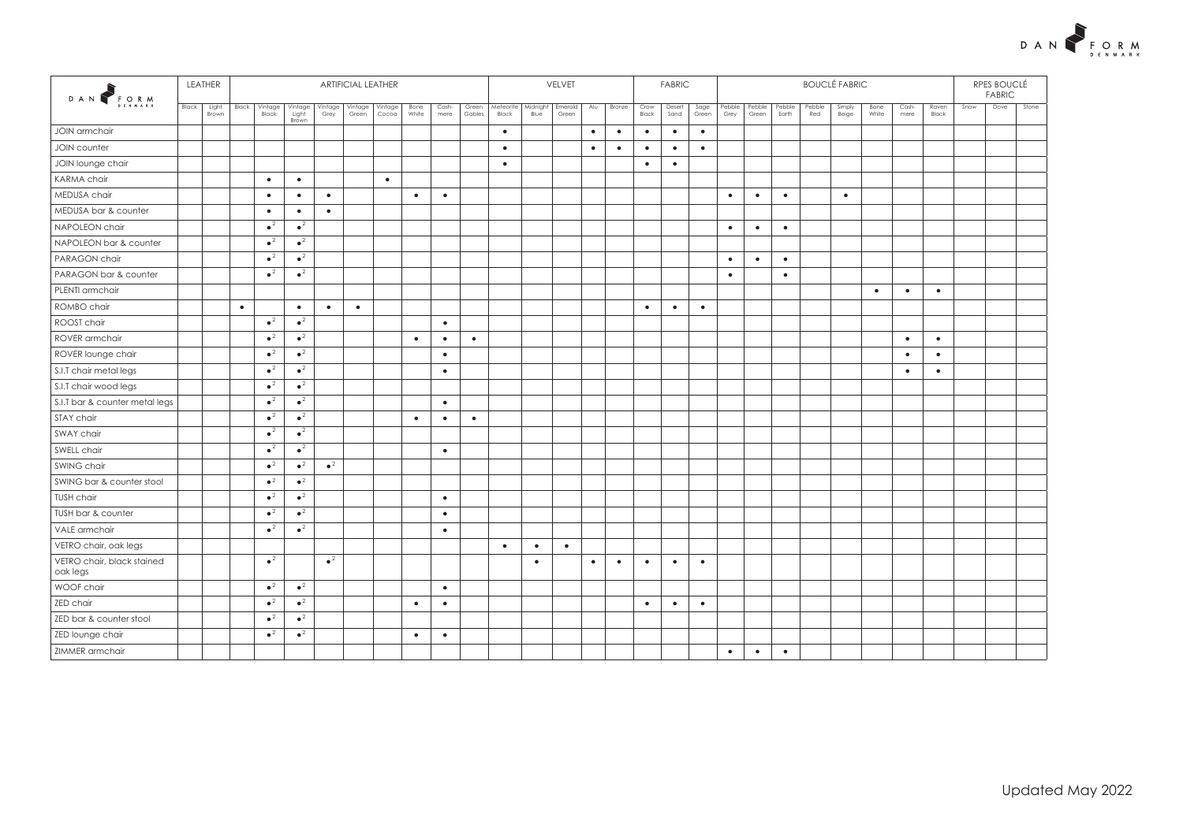| DAN FORM DENMARK | LEATHER | | ARTIFICIAL LEATHER | | | | | | | | | VELVET | | | | | FABRIC | | | BOUCLÉ FABRIC | | | | | | | | RPES BOUCLÉ FABRIC | | |
|---|---|---|---|---|---|---|---|---|---|---|---|---|---|---|---|---|---|---|---|---|---|---|---|---|---|---|---|---|---|---|
| | Black | Light Brown | Black | Vintage Black | Vintage Light Brown | Vintage Grey | Vintage Green | Vintage Cocoa | Bone White | Cash-mere | Green Gables | Meteorite Black | Midnight Blue | Emerald Green | Alu | Bronze | Crow Black | Desert Sand | Sage Green | Pebble Grey | Pebble Green | Pebble Earth | Pebble Red | Simply Beige | Bone White | Cash-mere | Raven Black | Snow | Dove | Stone |
| JOIN armchair | | | | | | | | | | | | • | | | • | • | • | • | • | | | | | | | | | | | |
| JOIN counter | | | | | | | | | | | | • | | | • | • | • | • | • | | | | | | | | | | | |
| JOIN lounge chair | | | | | | | | | | | | • | | | | | • | • | | | | | | | | | | | | |
| KARMA chair | | | | • | • | | | • | | | | | | | | | | | | | | | | | | | | | | |
| MEDUSA chair | | | | • | • | • | | | • | • | | | | | | | | | | • | • | • | | • | | | | | | |
| MEDUSA bar & counter | | | | • | • | • | | | | | | | | | | | | | | | | | | | | | | | | |
| NAPOLEON chair | | | | •[2] | •[2] | | | | | | | | | | | | | | | • | • | • | | | | | | | | |
| NAPOLEON bar & counter | | | | •[2] | •[2] | | | | | | | | | | | | | | | | | | | | | | | | | |
| PARAGON chair | | | | •[2] | •[2] | | | | | | | | | | | | | | | • | • | • | | | | | | | | |
| PARAGON bar & counter | | | | •[2] | •[2] | | | | | | | | | | | | | | | • | | • | | | | | | | | |
| PLENTI armchair | | | | | | | | | | | | | | | | | | | | | | | | | • | • | • | | | |
| ROMBO chair | | | • | | • | • | • | | | | | | | | | | • | • | • | | | | | | | | | | | |
| ROOST chair | | | | •[2] | •[2] | | | | | • | | | | | | | | | | | | | | | | | | | | |
| ROVER armchair | | | | •[2] | •[2] | | | | • | • | • | | | | | | | | | | | | | | | • | • | | | |
| ROVER lounge chair | | | | •[2] | •[2] | | | | | • | | | | | | | | | | | | | | | | • | • | | | |
| S.I.T chair metal legs | | | | •[2] | •[2] | | | | | • | | | | | | | | | | | | | | | | • | • | | | |
| S.I.T chair wood legs | | | | •[2] | •[2] | | | | | | | | | | | | | | | | | | | | | | | | | |
| S.I.T bar & counter metal legs | | | | •[2] | •[2] | | | | | • | | | | | | | | | | | | | | | | | | | | |
| STAY chair | | | | •[2] | •[2] | | | | • | • | • | | | | | | | | | | | | | | | | | | | |
| SWAY chair | | | | •[2] | •[2] | | | | | | | | | | | | | | | | | | | | | | | | | |
| SWELL chair | | | | •[2] | •[2] | | | | | • | | | | | | | | | | | | | | | | | | | | |
| SWING chair | | | | •[2] | •[2] | •[2] | | | | | | | | | | | | | | | | | | | | | | | | |
| SWING bar & counter stool | | | | •[2] | •[2] | | | | | | | | | | | | | | | | | | | | | | | | | |
| TUSH chair | | | | •[2] | •[2] | | | | | • | | | | | | | | | | | | | | | | | | | | |
| TUSH bar & counter | | | | •[2] | •[2] | | | | | • | | | | | | | | | | | | | | | | | | | | |
| VALE armchair | | | | •[2] | •[2] | | | | | • | | | | | | | | | | | | | | | | | | | | |
| VETRO chair, oak legs | | | | | | | | | | | | • | • | • | | | | | | | | | | | | | | | | |
| VETRO chair, black stained oak legs | | | | •[2] | | •[2] | | | | | | | • | | • | • | • | • | • | | | | | | | | | | | |
| WOOF chair | | | | •[2] | •[2] | | | | | • | | | | | | | | | | | | | | | | | | | | |
| ZED chair | | | | •[2] | •[2] | | | | • | • | | | | | | | • | • | • | | | | | | | | | | | |
| ZED bar & counter stool | | | | •[2] | •[2] | | | | | | | | | | | | | | | | | | | | | | | | | |
| ZED lounge chair | | | | •[2] | •[2] | | | | • | • | | | | | | | | | | | | | | | | | | | | |
| ZIMMER armchair | | | | | | | | | | | | | | | | | | | | • | • | • | | | | | | | | |

Updated May 2022